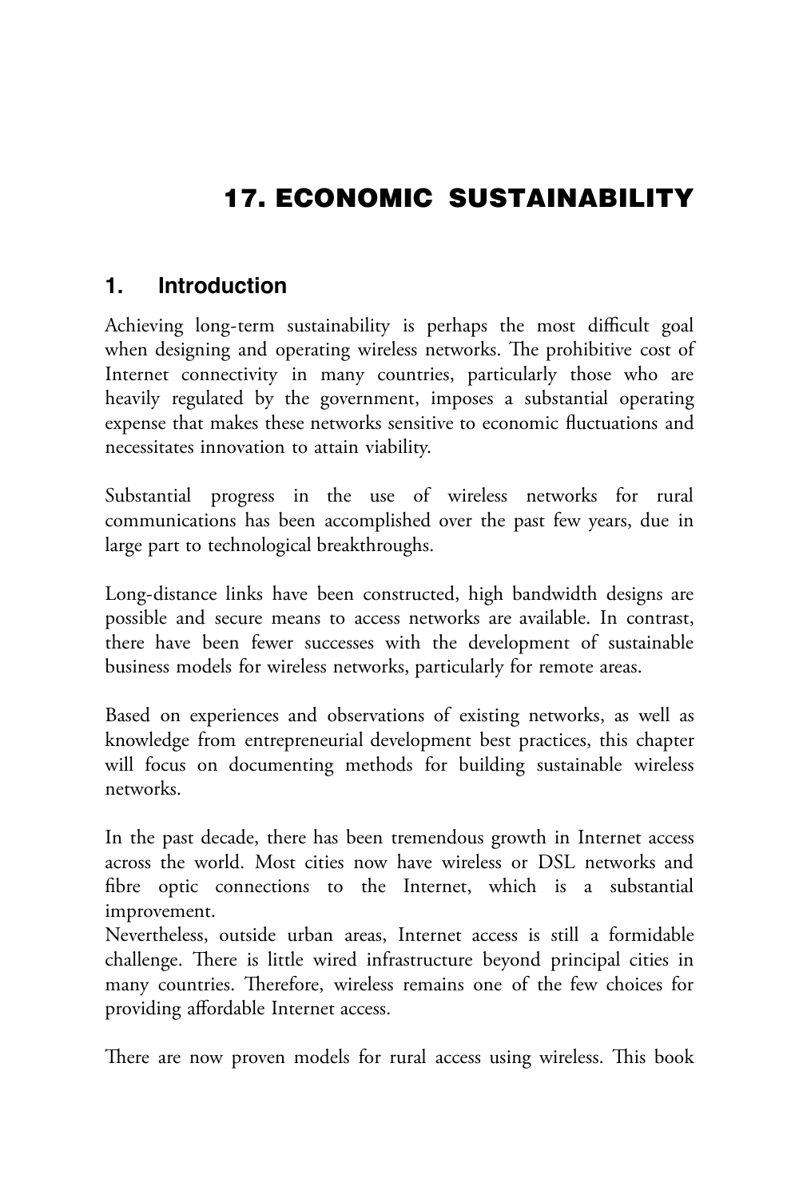# 17. ECONOMIC SUSTAINABILITY

## 1. Introduction

Achieving long-term sustainability is perhaps the most difficult goal when designing and operating wireless networks. The prohibitive cost of Internet connectivity in many countries, particularly those who are heavily regulated by the government, imposes a substantial operating expense that makes these networks sensitive to economic fluctuations and necessitates innovation to attain viability.

Substantial progress in the use of wireless networks for rural communications has been accomplished over the past few years, due in large part to technological breakthroughs.

Long-distance links have been constructed, high bandwidth designs are possible and secure means to access networks are available. In contrast, there have been fewer successes with the development of sustainable business models for wireless networks, particularly for remote areas.

Based on experiences and observations of existing networks, as well as knowledge from entrepreneurial development best practices, this chapter will focus on documenting methods for building sustainable wireless networks.

In the past decade, there has been tremendous growth in Internet access across the world. Most cities now have wireless or DSL networks and fibre optic connections to the Internet, which is a substantial improvement.
Nevertheless, outside urban areas, Internet access is still a formidable challenge. There is little wired infrastructure beyond principal cities in many countries. Therefore, wireless remains one of the few choices for providing affordable Internet access.

There are now proven models for rural access using wireless. This book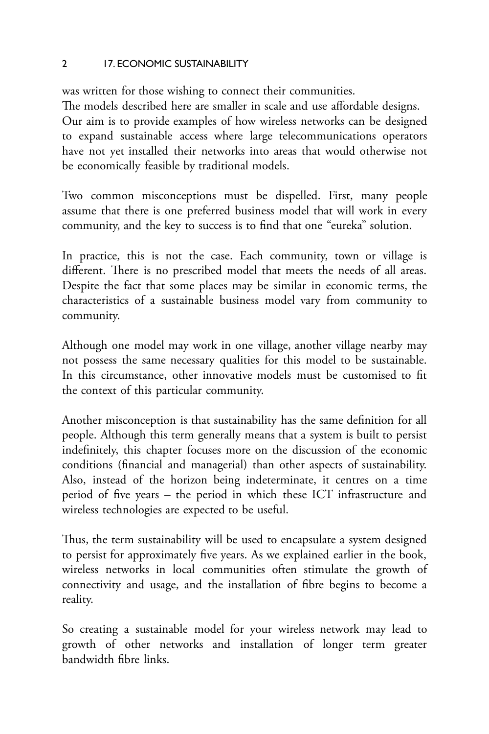was written for those wishing to connect their communities.
The models described here are smaller in scale and use affordable designs. Our aim is to provide examples of how wireless networks can be designed to expand sustainable access where large telecommunications operators have not yet installed their networks into areas that would otherwise not be economically feasible by traditional models.

Two common misconceptions must be dispelled. First, many people assume that there is one preferred business model that will work in every community, and the key to success is to find that one "eureka" solution.

In practice, this is not the case. Each community, town or village is different. There is no prescribed model that meets the needs of all areas. Despite the fact that some places may be similar in economic terms, the characteristics of a sustainable business model vary from community to community.

Although one model may work in one village, another village nearby may not possess the same necessary qualities for this model to be sustainable. In this circumstance, other innovative models must be customised to fit the context of this particular community.

Another misconception is that sustainability has the same definition for all people. Although this term generally means that a system is built to persist indefinitely, this chapter focuses more on the discussion of the economic conditions (financial and managerial) than other aspects of sustainability. Also, instead of the horizon being indeterminate, it centres on a time period of five years – the period in which these ICT infrastructure and wireless technologies are expected to be useful.

Thus, the term sustainability will be used to encapsulate a system designed to persist for approximately five years. As we explained earlier in the book, wireless networks in local communities often stimulate the growth of connectivity and usage, and the installation of fibre begins to become a reality.

So creating a sustainable model for your wireless network may lead to growth of other networks and installation of longer term greater bandwidth fibre links.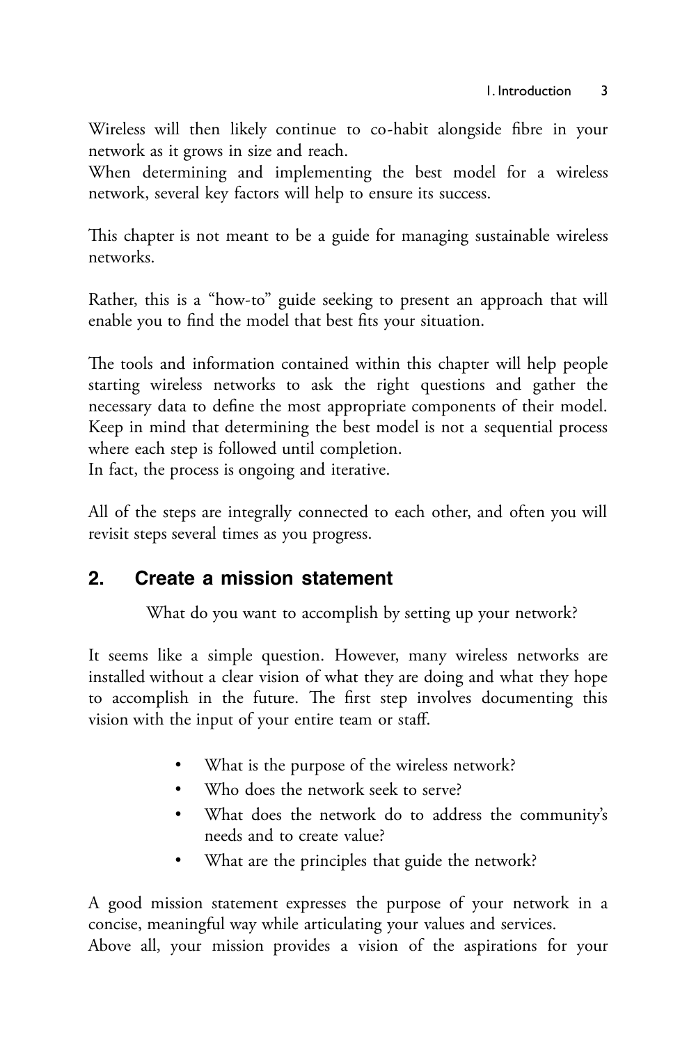Wireless will then likely continue to co-habit alongside fibre in your network as it grows in size and reach.
When determining and implementing the best model for a wireless network, several key factors will help to ensure its success.

This chapter is not meant to be a guide for managing sustainable wireless networks.

Rather, this is a "how-to" guide seeking to present an approach that will enable you to find the model that best fits your situation.

The tools and information contained within this chapter will help people starting wireless networks to ask the right questions and gather the necessary data to define the most appropriate components of their model. Keep in mind that determining the best model is not a sequential process where each step is followed until completion.
In fact, the process is ongoing and iterative.

All of the steps are integrally connected to each other, and often you will revisit steps several times as you progress.

## 2. Create a mission statement

What do you want to accomplish by setting up your network?

It seems like a simple question. However, many wireless networks are installed without a clear vision of what they are doing and what they hope to accomplish in the future. The first step involves documenting this vision with the input of your entire team or staff.

- What is the purpose of the wireless network?
- Who does the network seek to serve?
- What does the network do to address the community's needs and to create value?
- What are the principles that guide the network?

A good mission statement expresses the purpose of your network in a concise, meaningful way while articulating your values and services.
Above all, your mission provides a vision of the aspirations for your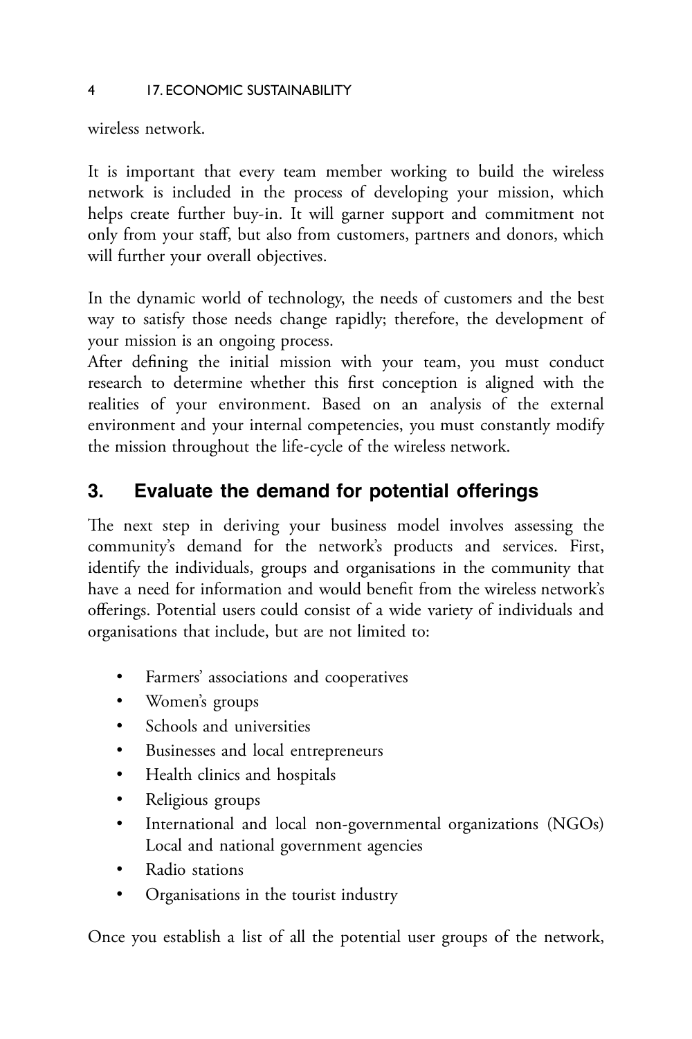wireless network.

It is important that every team member working to build the wireless network is included in the process of developing your mission, which helps create further buy-in. It will garner support and commitment not only from your staff, but also from customers, partners and donors, which will further your overall objectives.

In the dynamic world of technology, the needs of customers and the best way to satisfy those needs change rapidly; therefore, the development of your mission is an ongoing process.
After defining the initial mission with your team, you must conduct research to determine whether this first conception is aligned with the realities of your environment. Based on an analysis of the external environment and your internal competencies, you must constantly modify the mission throughout the life-cycle of the wireless network.

## 3. Evaluate the demand for potential offerings

The next step in deriving your business model involves assessing the community's demand for the network's products and services. First, identify the individuals, groups and organisations in the community that have a need for information and would benefit from the wireless network's offerings. Potential users could consist of a wide variety of individuals and organisations that include, but are not limited to:

- Farmers' associations and cooperatives
- Women's groups
- Schools and universities
- Businesses and local entrepreneurs
- Health clinics and hospitals
- Religious groups
- International and local non-governmental organizations (NGOs) Local and national government agencies
- Radio stations
- Organisations in the tourist industry

Once you establish a list of all the potential user groups of the network,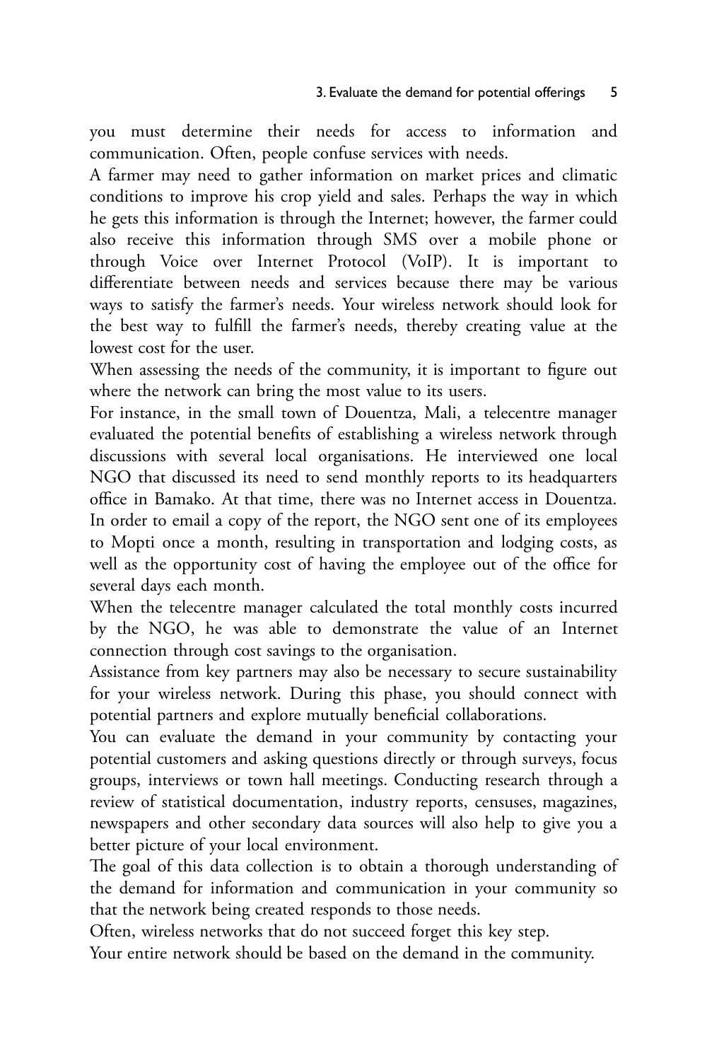you must determine their needs for access to information and communication. Often, people confuse services with needs.

A farmer may need to gather information on market prices and climatic conditions to improve his crop yield and sales. Perhaps the way in which he gets this information is through the Internet; however, the farmer could also receive this information through SMS over a mobile phone or through Voice over Internet Protocol (VoIP). It is important to differentiate between needs and services because there may be various ways to satisfy the farmer's needs. Your wireless network should look for the best way to fulfill the farmer's needs, thereby creating value at the lowest cost for the user.

When assessing the needs of the community, it is important to figure out where the network can bring the most value to its users.

For instance, in the small town of Douentza, Mali, a telecentre manager evaluated the potential benefits of establishing a wireless network through discussions with several local organisations. He interviewed one local NGO that discussed its need to send monthly reports to its headquarters office in Bamako. At that time, there was no Internet access in Douentza. In order to email a copy of the report, the NGO sent one of its employees to Mopti once a month, resulting in transportation and lodging costs, as well as the opportunity cost of having the employee out of the office for several days each month.

When the telecentre manager calculated the total monthly costs incurred by the NGO, he was able to demonstrate the value of an Internet connection through cost savings to the organisation.

Assistance from key partners may also be necessary to secure sustainability for your wireless network. During this phase, you should connect with potential partners and explore mutually beneficial collaborations.

You can evaluate the demand in your community by contacting your potential customers and asking questions directly or through surveys, focus groups, interviews or town hall meetings. Conducting research through a review of statistical documentation, industry reports, censuses, magazines, newspapers and other secondary data sources will also help to give you a better picture of your local environment.

The goal of this data collection is to obtain a thorough understanding of the demand for information and communication in your community so that the network being created responds to those needs.

Often, wireless networks that do not succeed forget this key step.

Your entire network should be based on the demand in the community.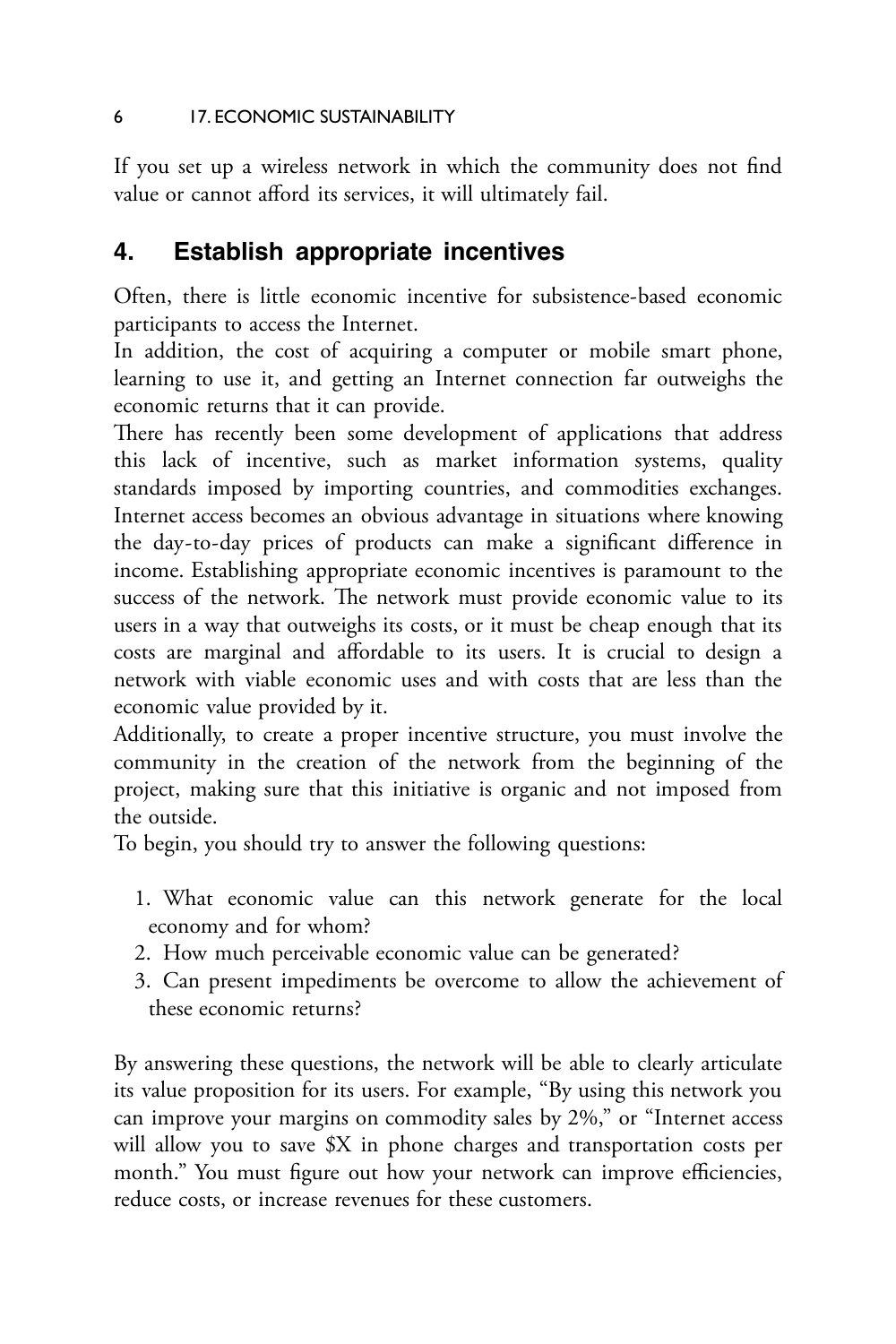If you set up a wireless network in which the community does not find value or cannot afford its services, it will ultimately fail.

## 4. Establish appropriate incentives

Often, there is little economic incentive for subsistence-based economic participants to access the Internet.

In addition, the cost of acquiring a computer or mobile smart phone, learning to use it, and getting an Internet connection far outweighs the economic returns that it can provide.

There has recently been some development of applications that address this lack of incentive, such as market information systems, quality standards imposed by importing countries, and commodities exchanges. Internet access becomes an obvious advantage in situations where knowing the day-to-day prices of products can make a significant difference in income. Establishing appropriate economic incentives is paramount to the success of the network. The network must provide economic value to its users in a way that outweighs its costs, or it must be cheap enough that its costs are marginal and affordable to its users. It is crucial to design a network with viable economic uses and with costs that are less than the economic value provided by it.

Additionally, to create a proper incentive structure, you must involve the community in the creation of the network from the beginning of the project, making sure that this initiative is organic and not imposed from the outside.

To begin, you should try to answer the following questions:

1. What economic value can this network generate for the local economy and for whom?
2. How much perceivable economic value can be generated?
3. Can present impediments be overcome to allow the achievement of these economic returns?

By answering these questions, the network will be able to clearly articulate its value proposition for its users. For example, "By using this network you can improve your margins on commodity sales by 2%," or "Internet access will allow you to save $X in phone charges and transportation costs per month." You must figure out how your network can improve efficiencies, reduce costs, or increase revenues for these customers.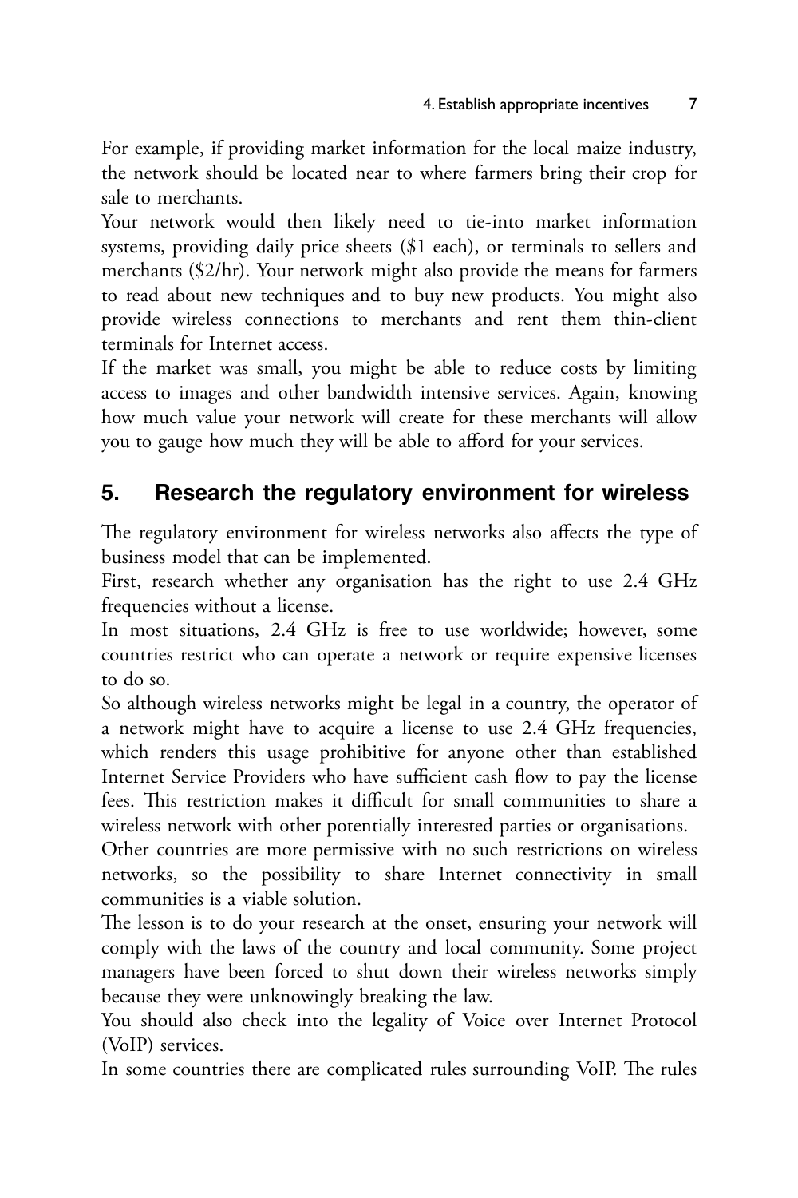For example, if providing market information for the local maize industry, the network should be located near to where farmers bring their crop for sale to merchants.

Your network would then likely need to tie-into market information systems, providing daily price sheets ($1 each), or terminals to sellers and merchants ($2/hr). Your network might also provide the means for farmers to read about new techniques and to buy new products. You might also provide wireless connections to merchants and rent them thin-client terminals for Internet access.

If the market was small, you might be able to reduce costs by limiting access to images and other bandwidth intensive services. Again, knowing how much value your network will create for these merchants will allow you to gauge how much they will be able to afford for your services.

## 5. Research the regulatory environment for wireless

The regulatory environment for wireless networks also affects the type of business model that can be implemented.

First, research whether any organisation has the right to use 2.4 GHz frequencies without a license.

In most situations, 2.4 GHz is free to use worldwide; however, some countries restrict who can operate a network or require expensive licenses to do so.

So although wireless networks might be legal in a country, the operator of a network might have to acquire a license to use 2.4 GHz frequencies, which renders this usage prohibitive for anyone other than established Internet Service Providers who have sufficient cash flow to pay the license fees. This restriction makes it difficult for small communities to share a wireless network with other potentially interested parties or organisations.

Other countries are more permissive with no such restrictions on wireless networks, so the possibility to share Internet connectivity in small communities is a viable solution.

The lesson is to do your research at the onset, ensuring your network will comply with the laws of the country and local community. Some project managers have been forced to shut down their wireless networks simply because they were unknowingly breaking the law.

You should also check into the legality of Voice over Internet Protocol (VoIP) services.

In some countries there are complicated rules surrounding VoIP. The rules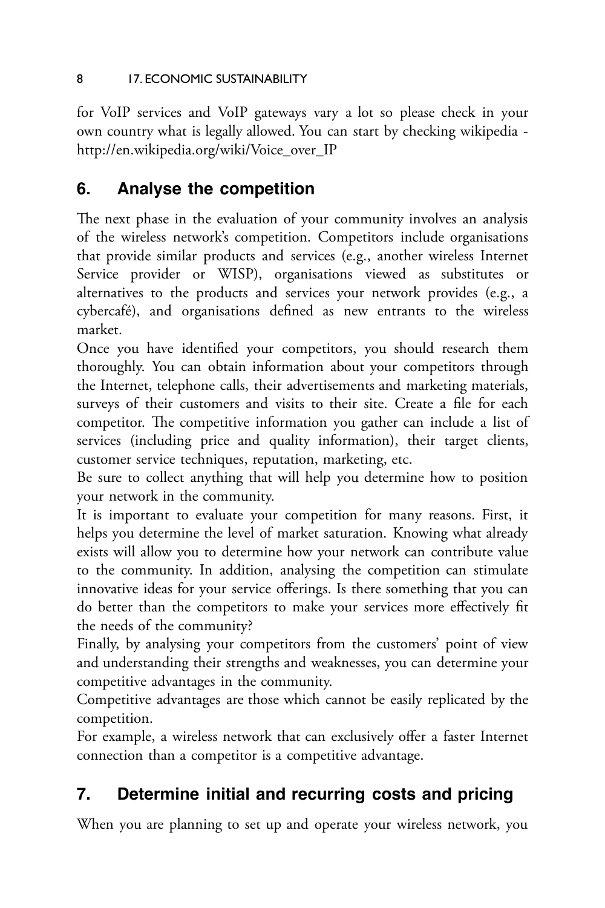for VoIP services and VoIP gateways vary a lot so please check in your own country what is legally allowed. You can start by checking wikipedia - http://en.wikipedia.org/wiki/Voice_over_IP

## 6. Analyse the competition

The next phase in the evaluation of your community involves an analysis of the wireless network's competition. Competitors include organisations that provide similar products and services (e.g., another wireless Internet Service provider or WISP), organisations viewed as substitutes or alternatives to the products and services your network provides (e.g., a cybercafé), and organisations defined as new entrants to the wireless market.

Once you have identified your competitors, you should research them thoroughly. You can obtain information about your competitors through the Internet, telephone calls, their advertisements and marketing materials, surveys of their customers and visits to their site. Create a file for each competitor. The competitive information you gather can include a list of services (including price and quality information), their target clients, customer service techniques, reputation, marketing, etc.

Be sure to collect anything that will help you determine how to position your network in the community.

It is important to evaluate your competition for many reasons. First, it helps you determine the level of market saturation. Knowing what already exists will allow you to determine how your network can contribute value to the community. In addition, analysing the competition can stimulate innovative ideas for your service offerings. Is there something that you can do better than the competitors to make your services more effectively fit the needs of the community?

Finally, by analysing your competitors from the customers' point of view and understanding their strengths and weaknesses, you can determine your competitive advantages in the community.

Competitive advantages are those which cannot be easily replicated by the competition.

For example, a wireless network that can exclusively offer a faster Internet connection than a competitor is a competitive advantage.

## 7. Determine initial and recurring costs and pricing

When you are planning to set up and operate your wireless network, you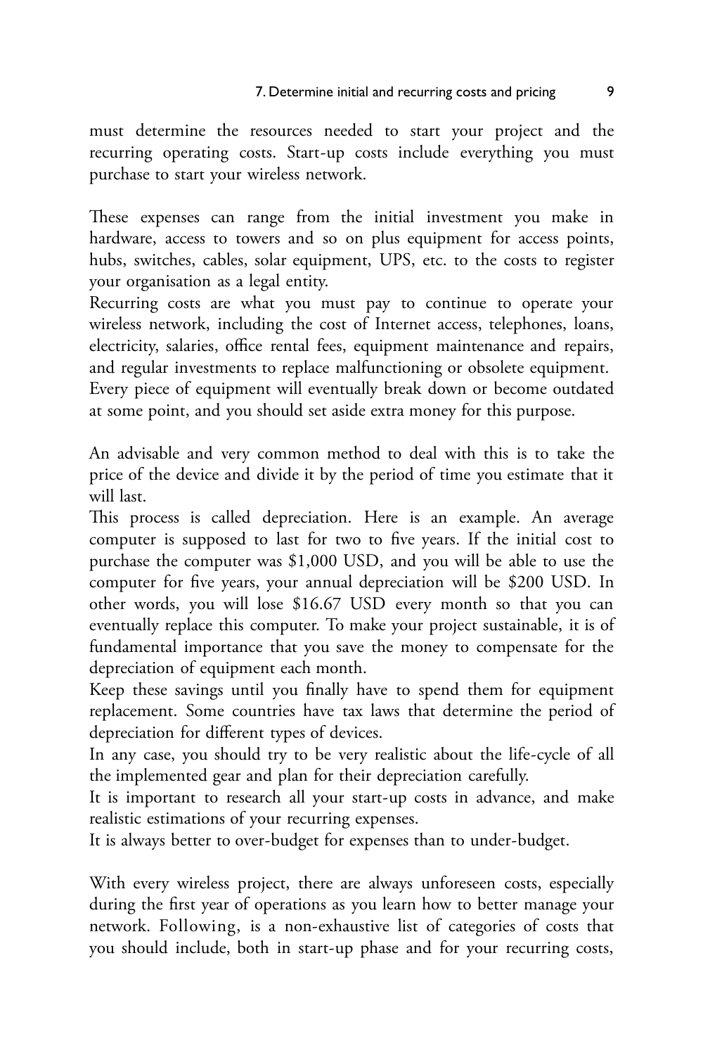must determine the resources needed to start your project and the recurring operating costs. Start-up costs include everything you must purchase to start your wireless network.

These expenses can range from the initial investment you make in hardware, access to towers and so on plus equipment for access points, hubs, switches, cables, solar equipment, UPS, etc. to the costs to register your organisation as a legal entity.
Recurring costs are what you must pay to continue to operate your wireless network, including the cost of Internet access, telephones, loans, electricity, salaries, office rental fees, equipment maintenance and repairs, and regular investments to replace malfunctioning or obsolete equipment.
Every piece of equipment will eventually break down or become outdated at some point, and you should set aside extra money for this purpose.

An advisable and very common method to deal with this is to take the price of the device and divide it by the period of time you estimate that it will last.
This process is called depreciation. Here is an example. An average computer is supposed to last for two to five years. If the initial cost to purchase the computer was $1,000 USD, and you will be able to use the computer for five years, your annual depreciation will be $200 USD. In other words, you will lose $16.67 USD every month so that you can eventually replace this computer. To make your project sustainable, it is of fundamental importance that you save the money to compensate for the depreciation of equipment each month.
Keep these savings until you finally have to spend them for equipment replacement. Some countries have tax laws that determine the period of depreciation for different types of devices.
In any case, you should try to be very realistic about the life-cycle of all the implemented gear and plan for their depreciation carefully.
It is important to research all your start-up costs in advance, and make realistic estimations of your recurring expenses.
It is always better to over-budget for expenses than to under-budget.

With every wireless project, there are always unforeseen costs, especially during the first year of operations as you learn how to better manage your network. Following, is a non-exhaustive list of categories of costs that you should include, both in start-up phase and for your recurring costs,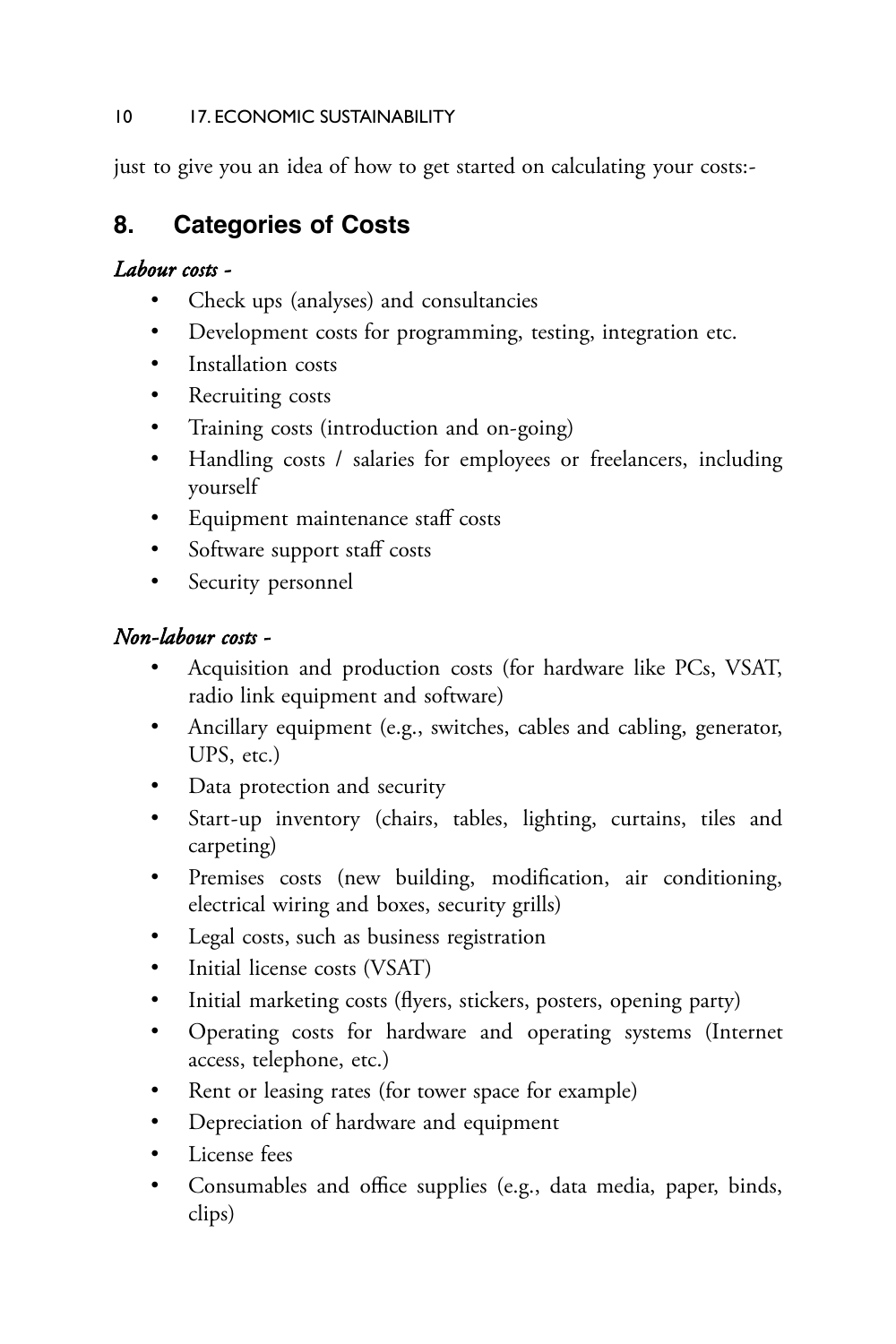just to give you an idea of how to get started on calculating your costs:-

## 8. Categories of Costs

*Labour costs -*

- Check ups (analyses) and consultancies
- Development costs for programming, testing, integration etc.
- Installation costs
- Recruiting costs
- Training costs (introduction and on-going)
- Handling costs / salaries for employees or freelancers, including yourself
- Equipment maintenance staff costs
- Software support staff costs
- Security personnel

*Non-labour costs -*

- Acquisition and production costs (for hardware like PCs, VSAT, radio link equipment and software)
- Ancillary equipment (e.g., switches, cables and cabling, generator, UPS, etc.)
- Data protection and security
- Start-up inventory (chairs, tables, lighting, curtains, tiles and carpeting)
- Premises costs (new building, modification, air conditioning, electrical wiring and boxes, security grills)
- Legal costs, such as business registration
- Initial license costs (VSAT)
- Initial marketing costs (flyers, stickers, posters, opening party)
- Operating costs for hardware and operating systems (Internet access, telephone, etc.)
- Rent or leasing rates (for tower space for example)
- Depreciation of hardware and equipment
- License fees
- Consumables and office supplies (e.g., data media, paper, binds, clips)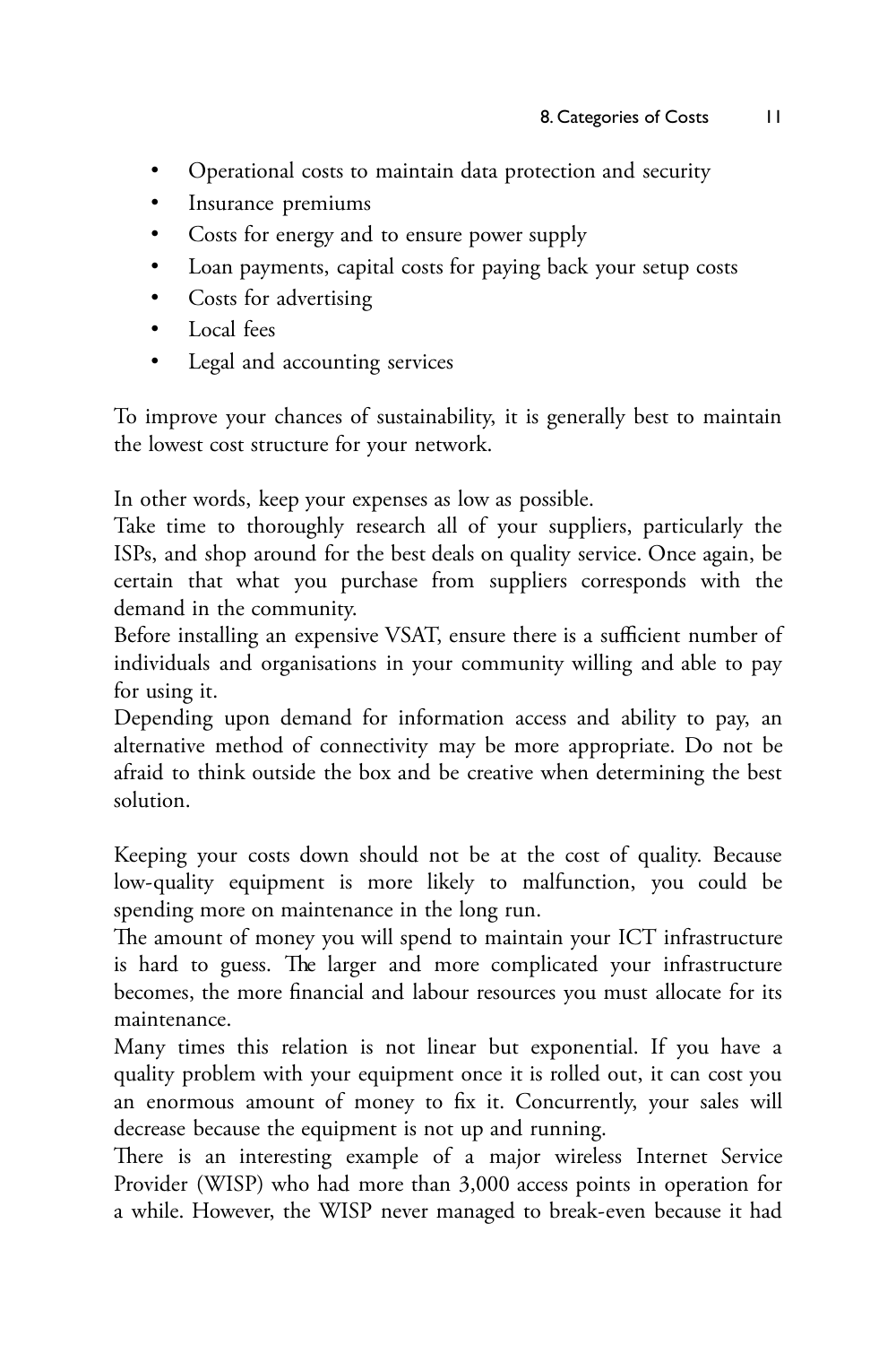- Operational costs to maintain data protection and security
- Insurance premiums
- Costs for energy and to ensure power supply
- Loan payments, capital costs for paying back your setup costs
- Costs for advertising
- Local fees
- Legal and accounting services

To improve your chances of sustainability, it is generally best to maintain the lowest cost structure for your network.

In other words, keep your expenses as low as possible.
Take time to thoroughly research all of your suppliers, particularly the ISPs, and shop around for the best deals on quality service. Once again, be certain that what you purchase from suppliers corresponds with the demand in the community.
Before installing an expensive VSAT, ensure there is a sufficient number of individuals and organisations in your community willing and able to pay for using it.
Depending upon demand for information access and ability to pay, an alternative method of connectivity may be more appropriate. Do not be afraid to think outside the box and be creative when determining the best solution.

Keeping your costs down should not be at the cost of quality. Because low-quality equipment is more likely to malfunction, you could be spending more on maintenance in the long run.
The amount of money you will spend to maintain your ICT infrastructure is hard to guess. The larger and more complicated your infrastructure becomes, the more financial and labour resources you must allocate for its maintenance.
Many times this relation is not linear but exponential. If you have a quality problem with your equipment once it is rolled out, it can cost you an enormous amount of money to fix it. Concurrently, your sales will decrease because the equipment is not up and running.
There is an interesting example of a major wireless Internet Service Provider (WISP) who had more than 3,000 access points in operation for a while. However, the WISP never managed to break-even because it had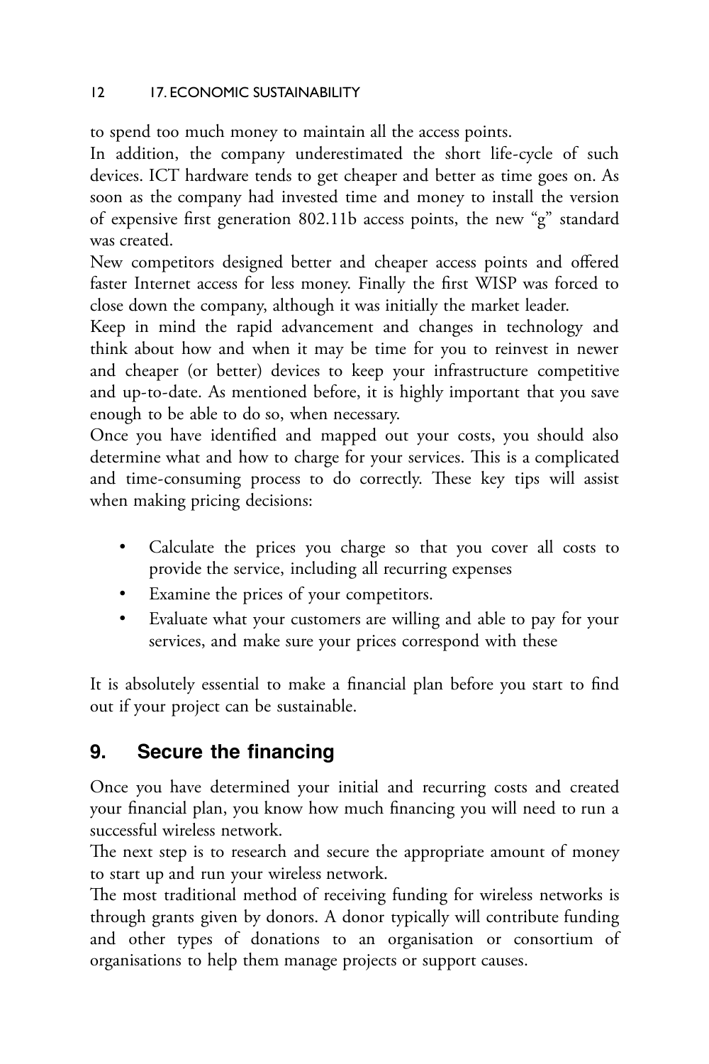to spend too much money to maintain all the access points.

In addition, the company underestimated the short life-cycle of such devices. ICT hardware tends to get cheaper and better as time goes on. As soon as the company had invested time and money to install the version of expensive first generation 802.11b access points, the new "g" standard was created.

New competitors designed better and cheaper access points and offered faster Internet access for less money. Finally the first WISP was forced to close down the company, although it was initially the market leader.

Keep in mind the rapid advancement and changes in technology and think about how and when it may be time for you to reinvest in newer and cheaper (or better) devices to keep your infrastructure competitive and up-to-date. As mentioned before, it is highly important that you save enough to be able to do so, when necessary.

Once you have identified and mapped out your costs, you should also determine what and how to charge for your services. This is a complicated and time-consuming process to do correctly. These key tips will assist when making pricing decisions:

- Calculate the prices you charge so that you cover all costs to provide the service, including all recurring expenses
- Examine the prices of your competitors.
- Evaluate what your customers are willing and able to pay for your services, and make sure your prices correspond with these

It is absolutely essential to make a financial plan before you start to find out if your project can be sustainable.

## 9. Secure the financing

Once you have determined your initial and recurring costs and created your financial plan, you know how much financing you will need to run a successful wireless network.

The next step is to research and secure the appropriate amount of money to start up and run your wireless network.

The most traditional method of receiving funding for wireless networks is through grants given by donors. A donor typically will contribute funding and other types of donations to an organisation or consortium of organisations to help them manage projects or support causes.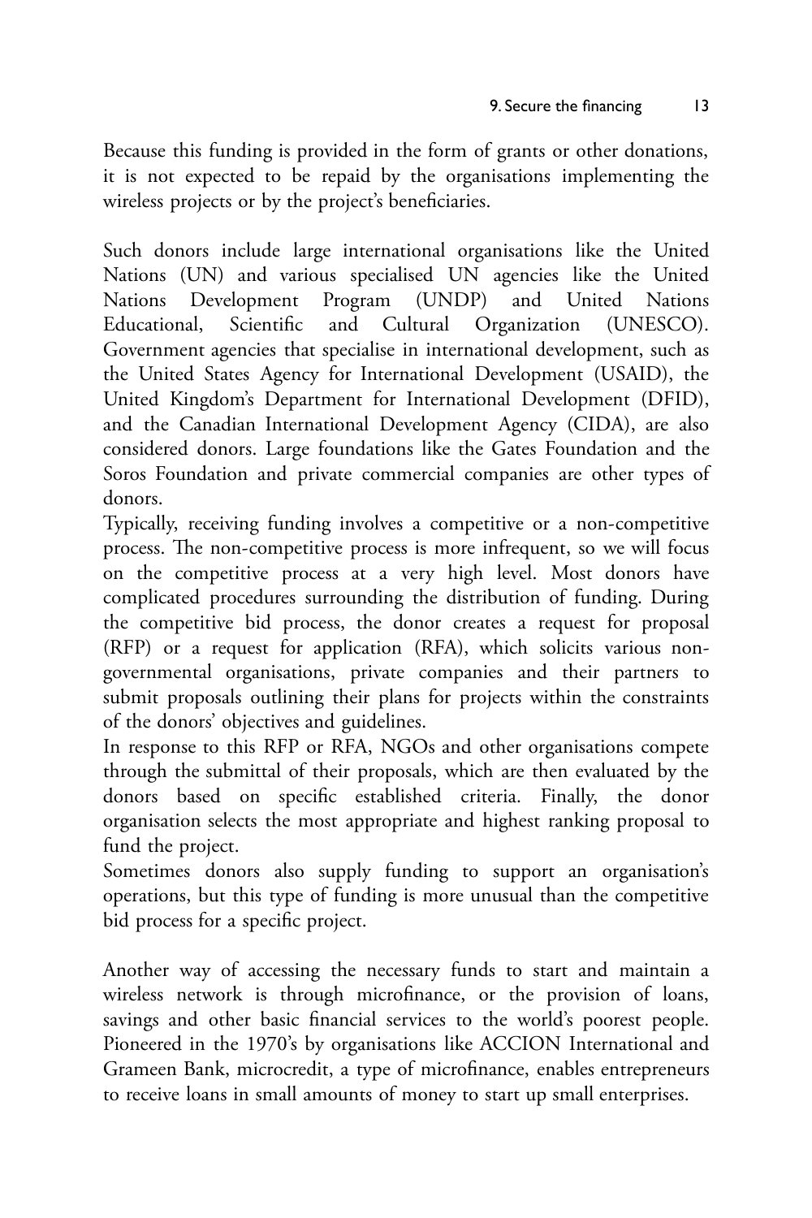Because this funding is provided in the form of grants or other donations, it is not expected to be repaid by the organisations implementing the wireless projects or by the project's beneficiaries.

Such donors include large international organisations like the United Nations (UN) and various specialised UN agencies like the United Nations Development Program (UNDP) and United Nations Educational, Scientific and Cultural Organization (UNESCO). Government agencies that specialise in international development, such as the United States Agency for International Development (USAID), the United Kingdom's Department for International Development (DFID), and the Canadian International Development Agency (CIDA), are also considered donors. Large foundations like the Gates Foundation and the Soros Foundation and private commercial companies are other types of donors.

Typically, receiving funding involves a competitive or a non-competitive process. The non-competitive process is more infrequent, so we will focus on the competitive process at a very high level. Most donors have complicated procedures surrounding the distribution of funding. During the competitive bid process, the donor creates a request for proposal (RFP) or a request for application (RFA), which solicits various non-governmental organisations, private companies and their partners to submit proposals outlining their plans for projects within the constraints of the donors' objectives and guidelines.

In response to this RFP or RFA, NGOs and other organisations compete through the submittal of their proposals, which are then evaluated by the donors based on specific established criteria. Finally, the donor organisation selects the most appropriate and highest ranking proposal to fund the project.

Sometimes donors also supply funding to support an organisation's operations, but this type of funding is more unusual than the competitive bid process for a specific project.

Another way of accessing the necessary funds to start and maintain a wireless network is through microfinance, or the provision of loans, savings and other basic financial services to the world's poorest people. Pioneered in the 1970's by organisations like ACCION International and Grameen Bank, microcredit, a type of microfinance, enables entrepreneurs to receive loans in small amounts of money to start up small enterprises.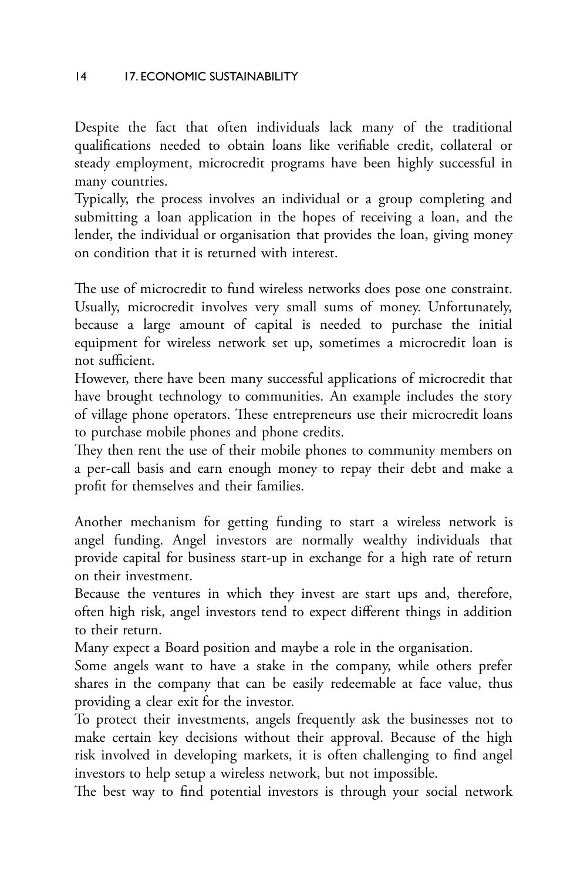Despite the fact that often individuals lack many of the traditional qualifications needed to obtain loans like verifiable credit, collateral or steady employment, microcredit programs have been highly successful in many countries.

Typically, the process involves an individual or a group completing and submitting a loan application in the hopes of receiving a loan, and the lender, the individual or organisation that provides the loan, giving money on condition that it is returned with interest.

The use of microcredit to fund wireless networks does pose one constraint. Usually, microcredit involves very small sums of money. Unfortunately, because a large amount of capital is needed to purchase the initial equipment for wireless network set up, sometimes a microcredit loan is not sufficient.

However, there have been many successful applications of microcredit that have brought technology to communities. An example includes the story of village phone operators. These entrepreneurs use their microcredit loans to purchase mobile phones and phone credits.

They then rent the use of their mobile phones to community members on a per-call basis and earn enough money to repay their debt and make a profit for themselves and their families.

Another mechanism for getting funding to start a wireless network is angel funding. Angel investors are normally wealthy individuals that provide capital for business start-up in exchange for a high rate of return on their investment.

Because the ventures in which they invest are start ups and, therefore, often high risk, angel investors tend to expect different things in addition to their return.

Many expect a Board position and maybe a role in the organisation.

Some angels want to have a stake in the company, while others prefer shares in the company that can be easily redeemable at face value, thus providing a clear exit for the investor.

To protect their investments, angels frequently ask the businesses not to make certain key decisions without their approval. Because of the high risk involved in developing markets, it is often challenging to find angel investors to help setup a wireless network, but not impossible.

The best way to find potential investors is through your social network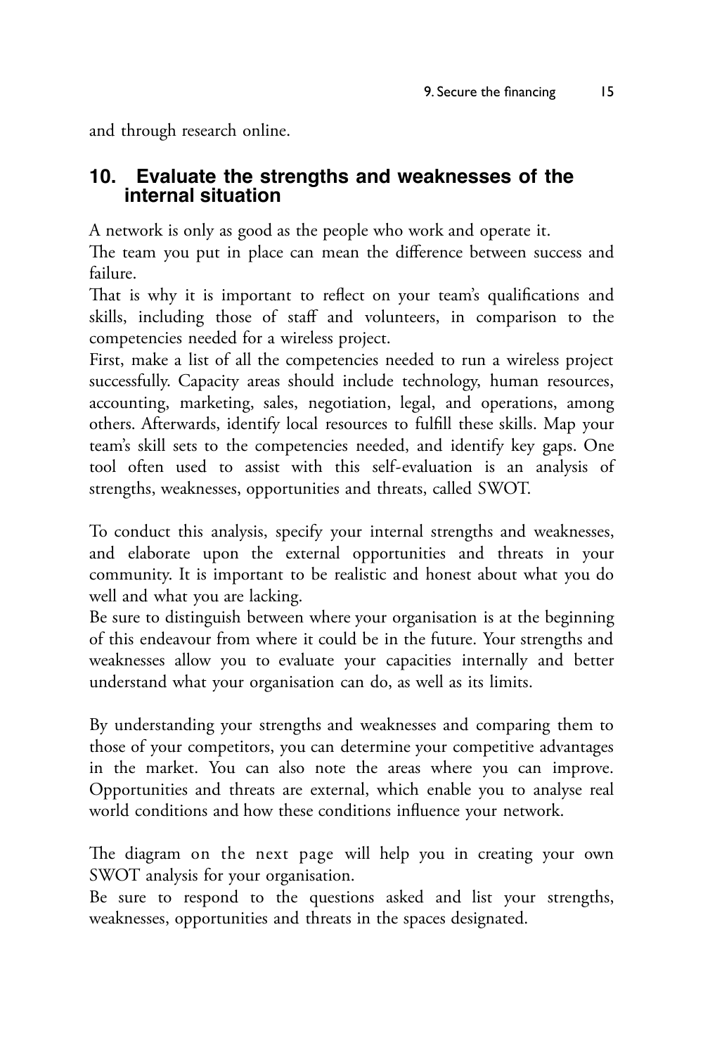and through research online.

## 10. Evaluate the strengths and weaknesses of the internal situation

A network is only as good as the people who work and operate it.
The team you put in place can mean the difference between success and failure.
That is why it is important to reflect on your team's qualifications and skills, including those of staff and volunteers, in comparison to the competencies needed for a wireless project.
First, make a list of all the competencies needed to run a wireless project successfully. Capacity areas should include technology, human resources, accounting, marketing, sales, negotiation, legal, and operations, among others. Afterwards, identify local resources to fulfill these skills. Map your team's skill sets to the competencies needed, and identify key gaps. One tool often used to assist with this self-evaluation is an analysis of strengths, weaknesses, opportunities and threats, called SWOT.

To conduct this analysis, specify your internal strengths and weaknesses, and elaborate upon the external opportunities and threats in your community. It is important to be realistic and honest about what you do well and what you are lacking.
Be sure to distinguish between where your organisation is at the beginning of this endeavour from where it could be in the future. Your strengths and weaknesses allow you to evaluate your capacities internally and better understand what your organisation can do, as well as its limits.

By understanding your strengths and weaknesses and comparing them to those of your competitors, you can determine your competitive advantages in the market. You can also note the areas where you can improve. Opportunities and threats are external, which enable you to analyse real world conditions and how these conditions influence your network.

The diagram on the next page will help you in creating your own SWOT analysis for your organisation.
Be sure to respond to the questions asked and list your strengths, weaknesses, opportunities and threats in the spaces designated.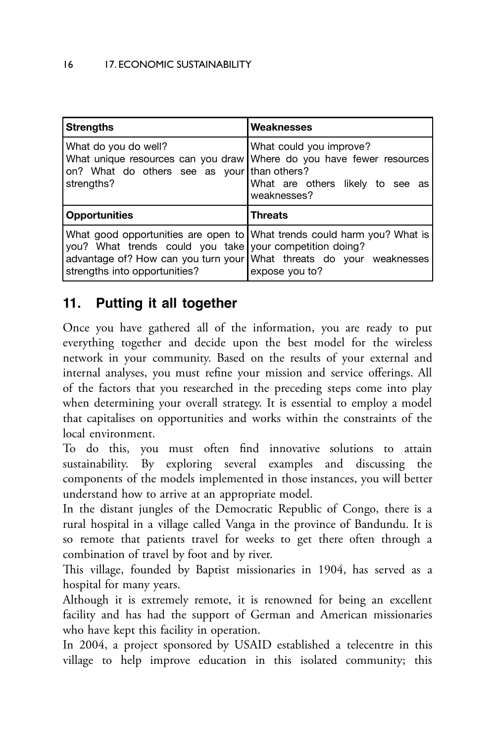| Strengths | Weaknesses |
|---|---|
| What do you do well? What unique resources can you draw on? What do others see as your strengths? | What could you improve? Where do you have fewer resources than others? What are others likely to see as weaknesses? |
| **Opportunities** | **Threats** |
| What good opportunities are open to you? What trends could you take advantage of? How can you turn your strengths into opportunities? | What trends could harm you? What is your competition doing? What threats do your weaknesses expose you to? |

## 11. Putting it all together

Once you have gathered all of the information, you are ready to put everything together and decide upon the best model for the wireless network in your community. Based on the results of your external and internal analyses, you must refine your mission and service offerings. All of the factors that you researched in the preceding steps come into play when determining your overall strategy. It is essential to employ a model that capitalises on opportunities and works within the constraints of the local environment.

To do this, you must often find innovative solutions to attain sustainability. By exploring several examples and discussing the components of the models implemented in those instances, you will better understand how to arrive at an appropriate model.

In the distant jungles of the Democratic Republic of Congo, there is a rural hospital in a village called Vanga in the province of Bandundu. It is so remote that patients travel for weeks to get there often through a combination of travel by foot and by river.

This village, founded by Baptist missionaries in 1904, has served as a hospital for many years.

Although it is extremely remote, it is renowned for being an excellent facility and has had the support of German and American missionaries who have kept this facility in operation.

In 2004, a project sponsored by USAID established a telecentre in this village to help improve education in this isolated community; this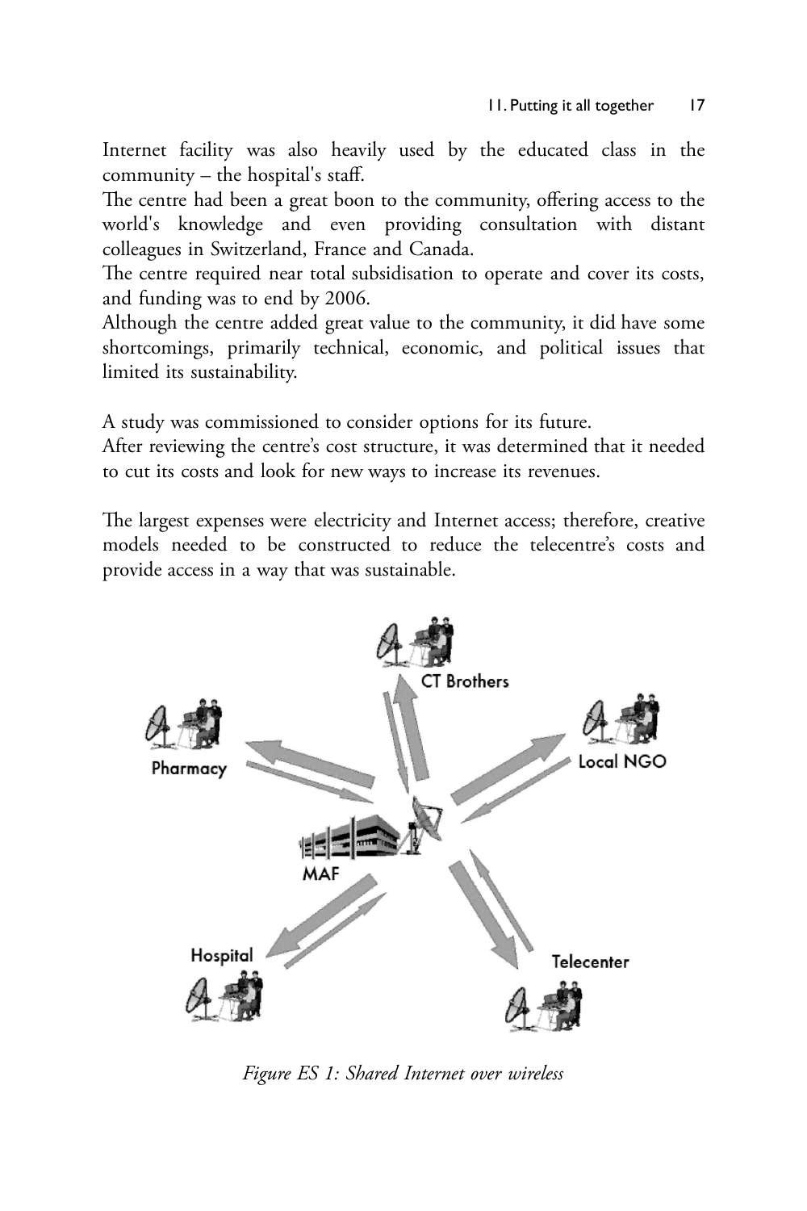Internet facility was also heavily used by the educated class in the community – the hospital's staff.

The centre had been a great boon to the community, offering access to the world's knowledge and even providing consultation with distant colleagues in Switzerland, France and Canada.

The centre required near total subsidisation to operate and cover its costs, and funding was to end by 2006.

Although the centre added great value to the community, it did have some shortcomings, primarily technical, economic, and political issues that limited its sustainability.

A study was commissioned to consider options for its future.

After reviewing the centre's cost structure, it was determined that it needed to cut its costs and look for new ways to increase its revenues.

The largest expenses were electricity and Internet access; therefore, creative models needed to be constructed to reduce the telecentre's costs and provide access in a way that was sustainable.

*Figure ES 1: Shared Internet over wireless*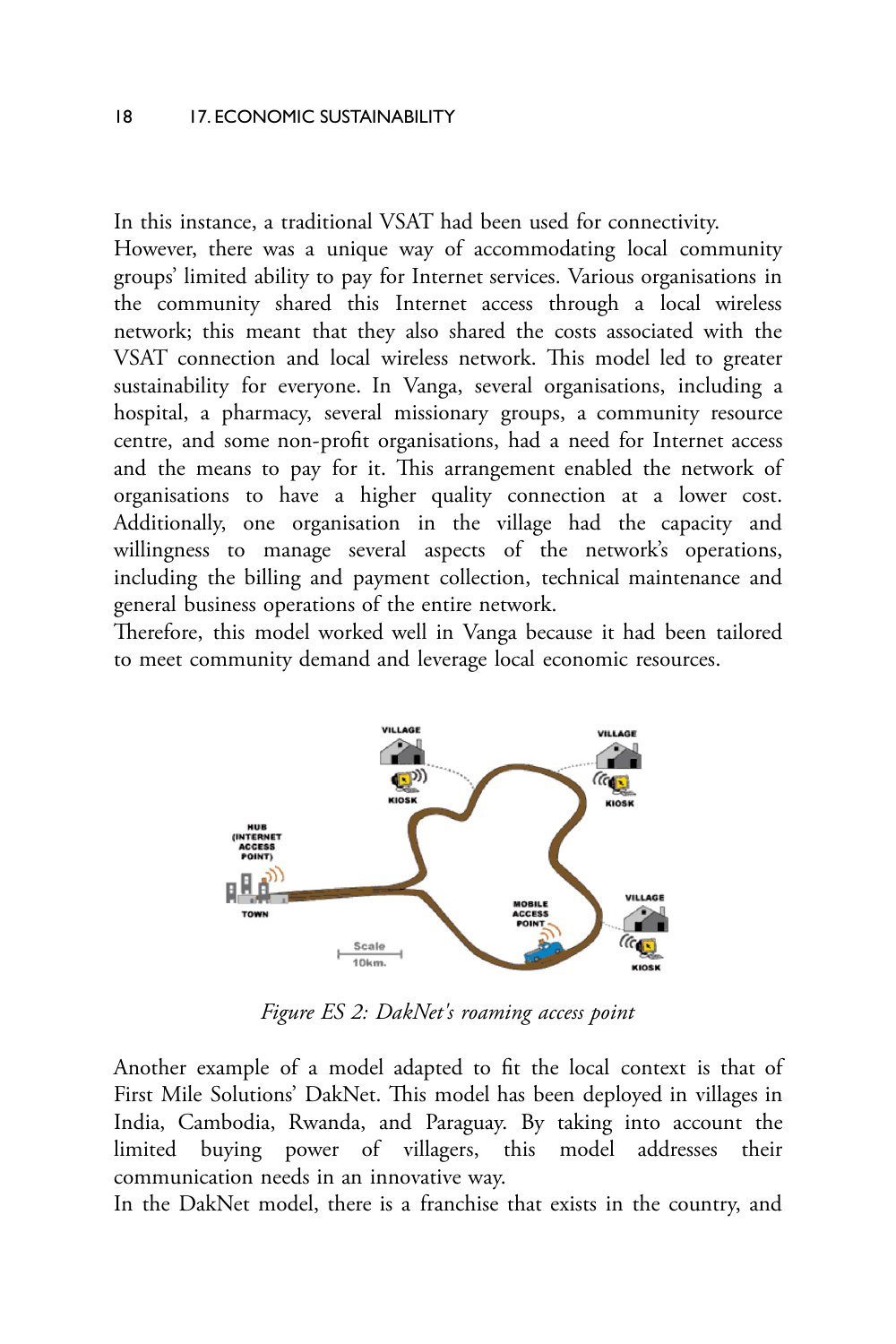In this instance, a traditional VSAT had been used for connectivity.
However, there was a unique way of accommodating local community groups' limited ability to pay for Internet services. Various organisations in the community shared this Internet access through a local wireless network; this meant that they also shared the costs associated with the VSAT connection and local wireless network. This model led to greater sustainability for everyone. In Vanga, several organisations, including a hospital, a pharmacy, several missionary groups, a community resource centre, and some non-profit organisations, had a need for Internet access and the means to pay for it. This arrangement enabled the network of organisations to have a higher quality connection at a lower cost. Additionally, one organisation in the village had the capacity and willingness to manage several aspects of the network's operations, including the billing and payment collection, technical maintenance and general business operations of the entire network.
Therefore, this model worked well in Vanga because it had been tailored to meet community demand and leverage local economic resources.

*Figure ES 2: DakNet's roaming access point*

Another example of a model adapted to fit the local context is that of First Mile Solutions' DakNet. This model has been deployed in villages in India, Cambodia, Rwanda, and Paraguay. By taking into account the limited buying power of villagers, this model addresses their communication needs in an innovative way.
In the DakNet model, there is a franchise that exists in the country, and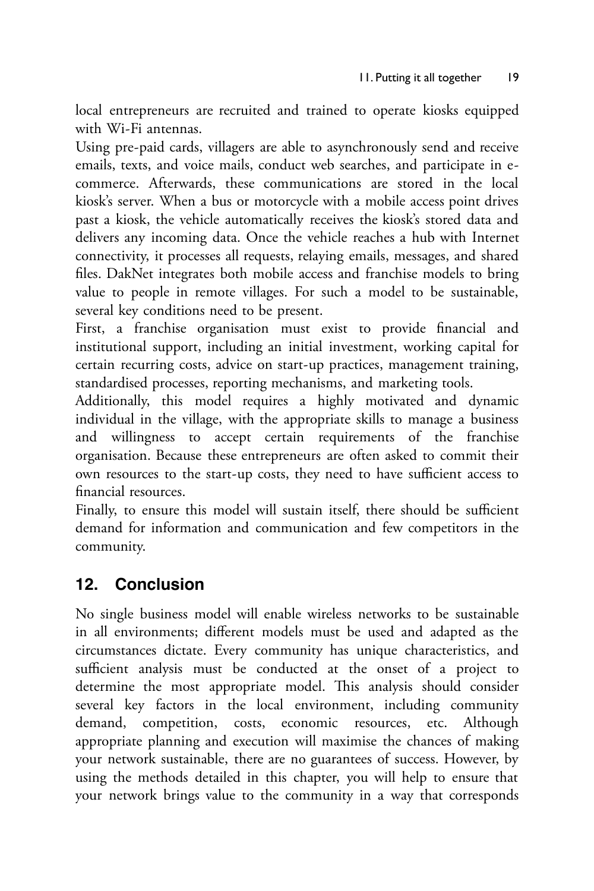local entrepreneurs are recruited and trained to operate kiosks equipped with Wi-Fi antennas.

Using pre-paid cards, villagers are able to asynchronously send and receive emails, texts, and voice mails, conduct web searches, and participate in e-commerce. Afterwards, these communications are stored in the local kiosk's server. When a bus or motorcycle with a mobile access point drives past a kiosk, the vehicle automatically receives the kiosk's stored data and delivers any incoming data. Once the vehicle reaches a hub with Internet connectivity, it processes all requests, relaying emails, messages, and shared files. DakNet integrates both mobile access and franchise models to bring value to people in remote villages. For such a model to be sustainable, several key conditions need to be present.

First, a franchise organisation must exist to provide financial and institutional support, including an initial investment, working capital for certain recurring costs, advice on start-up practices, management training, standardised processes, reporting mechanisms, and marketing tools.

Additionally, this model requires a highly motivated and dynamic individual in the village, with the appropriate skills to manage a business and willingness to accept certain requirements of the franchise organisation. Because these entrepreneurs are often asked to commit their own resources to the start-up costs, they need to have sufficient access to financial resources.

Finally, to ensure this model will sustain itself, there should be sufficient demand for information and communication and few competitors in the community.

## 12. Conclusion

No single business model will enable wireless networks to be sustainable in all environments; different models must be used and adapted as the circumstances dictate. Every community has unique characteristics, and sufficient analysis must be conducted at the onset of a project to determine the most appropriate model. This analysis should consider several key factors in the local environment, including community demand, competition, costs, economic resources, etc. Although appropriate planning and execution will maximise the chances of making your network sustainable, there are no guarantees of success. However, by using the methods detailed in this chapter, you will help to ensure that your network brings value to the community in a way that corresponds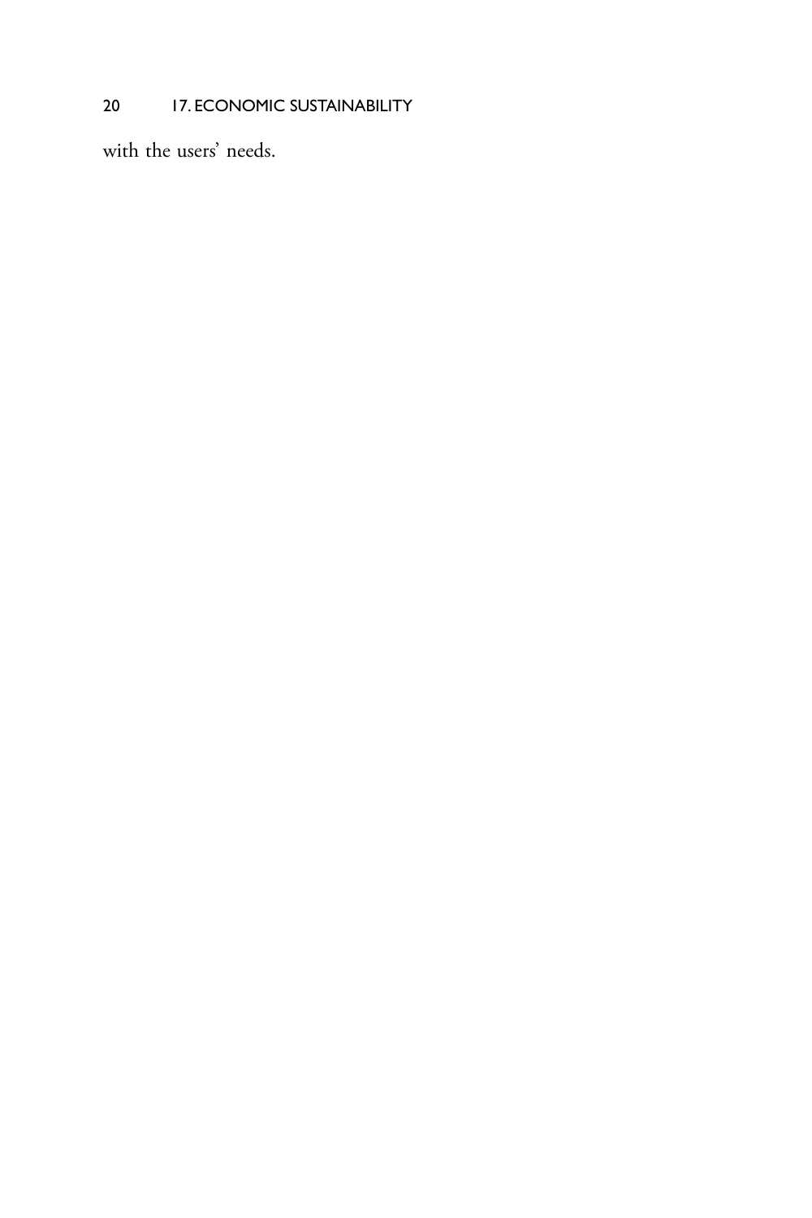with the users' needs.